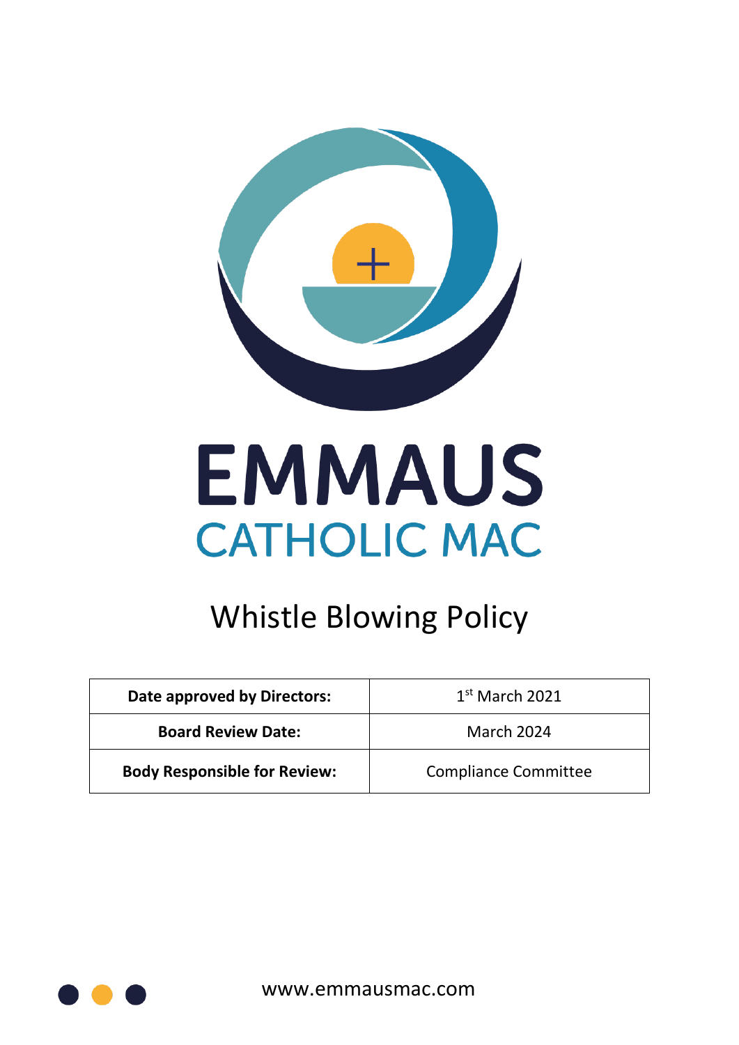# EMMAUS

## CATHOLIC MAC

# Whistle Blowing Policy

| Date approved by Directors: | 1st March 2021 |
| --- | --- |
| Board Review Date: | March 2024 |
| Body Responsible for Review: | Compliance Committee |

www.emmausmac.com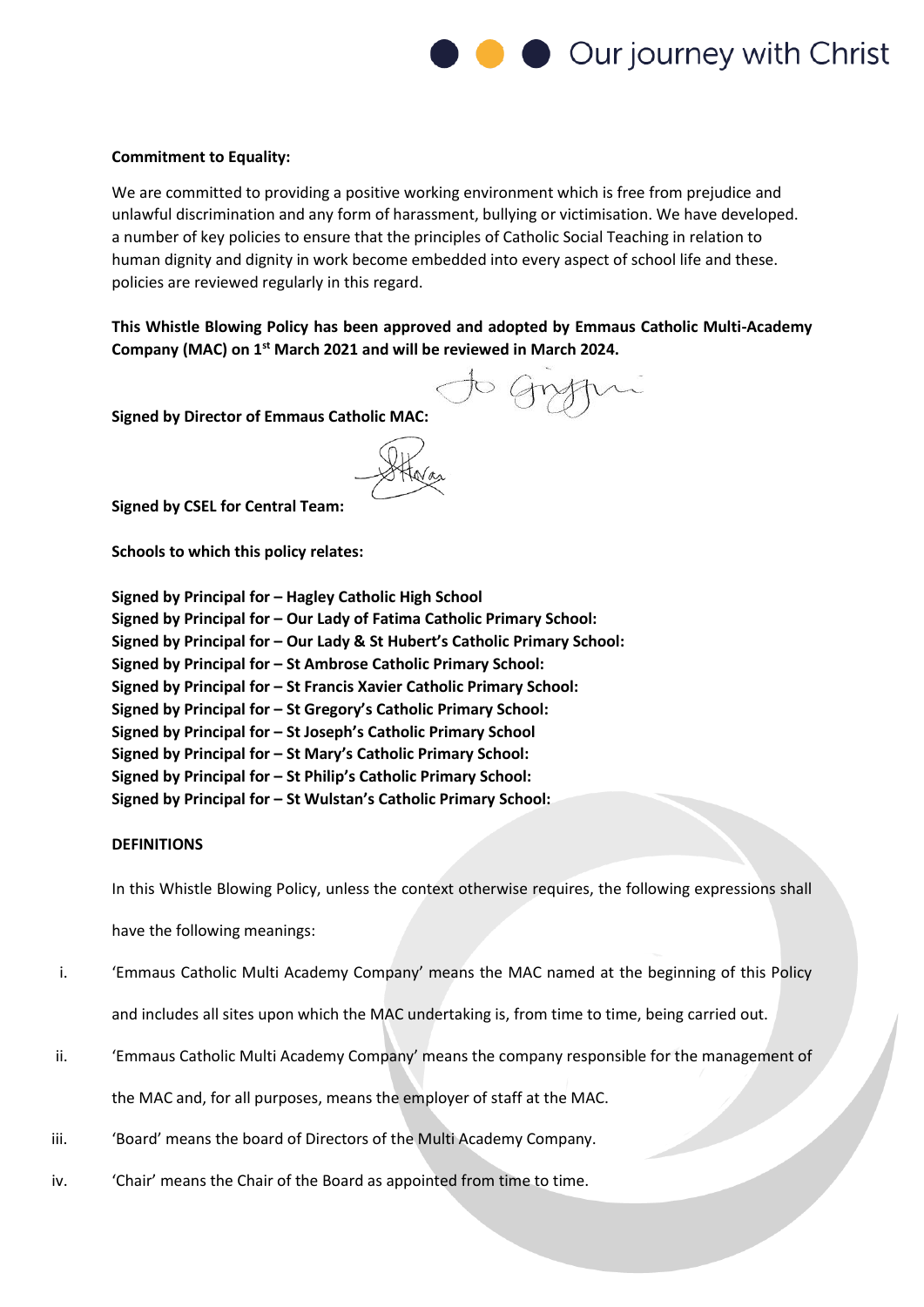**Commitment to Equality:**

We are committed to providing a positive working environment which is free from prejudice and unlawful discrimination and any form of harassment, bullying or victimisation. We have developed. a number of key policies to ensure that the principles of Catholic Social Teaching in relation to human dignity and dignity in work become embedded into every aspect of school life and these. policies are reviewed regularly in this regard.

**This Whistle Blowing Policy has been approved and adopted by Emmaus Catholic Multi-Academy Company (MAC) on 1st March 2021 and will be reviewed in March 2024.**

**Signed by Director of Emmaus Catholic MAC:**

**Signed by CSEL for Central Team:**

**Schools to which this policy relates:**

**Signed by Principal for – Hagley Catholic High School**
**Signed by Principal for – Our Lady of Fatima Catholic Primary School:**
**Signed by Principal for – Our Lady & St Hubert's Catholic Primary School:**
**Signed by Principal for – St Ambrose Catholic Primary School:**
**Signed by Principal for – St Francis Xavier Catholic Primary School:**
**Signed by Principal for – St Gregory's Catholic Primary School:**
**Signed by Principal for – St Joseph's Catholic Primary School**
**Signed by Principal for – St Mary's Catholic Primary School:**
**Signed by Principal for – St Philip's Catholic Primary School:**
**Signed by Principal for – St Wulstan's Catholic Primary School:**

**DEFINITIONS**

In this Whistle Blowing Policy, unless the context otherwise requires, the following expressions shall have the following meanings:

i. 'Emmaus Catholic Multi Academy Company' means the MAC named at the beginning of this Policy and includes all sites upon which the MAC undertaking is, from time to time, being carried out.

ii. 'Emmaus Catholic Multi Academy Company' means the company responsible for the management of the MAC and, for all purposes, means the employer of staff at the MAC.

iii. 'Board' means the board of Directors of the Multi Academy Company.

iv. 'Chair' means the Chair of the Board as appointed from time to time.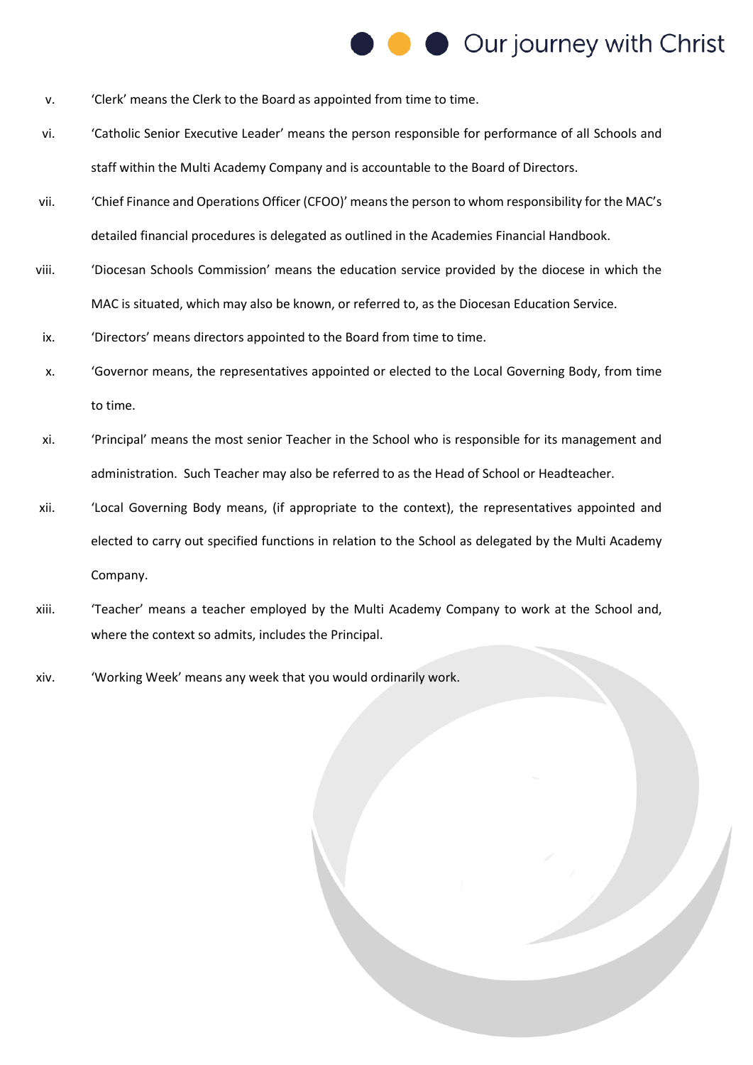v. 'Clerk' means the Clerk to the Board as appointed from time to time.

vi. 'Catholic Senior Executive Leader' means the person responsible for performance of all Schools and staff within the Multi Academy Company and is accountable to the Board of Directors.

vii. 'Chief Finance and Operations Officer (CFOO)' means the person to whom responsibility for the MAC's detailed financial procedures is delegated as outlined in the Academies Financial Handbook.

viii. 'Diocesan Schools Commission' means the education service provided by the diocese in which the MAC is situated, which may also be known, or referred to, as the Diocesan Education Service.

ix. 'Directors' means directors appointed to the Board from time to time.

x. 'Governor means, the representatives appointed or elected to the Local Governing Body, from time to time.

xi. 'Principal' means the most senior Teacher in the School who is responsible for its management and administration. Such Teacher may also be referred to as the Head of School or Headteacher.

xii. 'Local Governing Body means, (if appropriate to the context), the representatives appointed and elected to carry out specified functions in relation to the School as delegated by the Multi Academy Company.

xiii. 'Teacher' means a teacher employed by the Multi Academy Company to work at the School and, where the context so admits, includes the Principal.

xiv. 'Working Week' means any week that you would ordinarily work.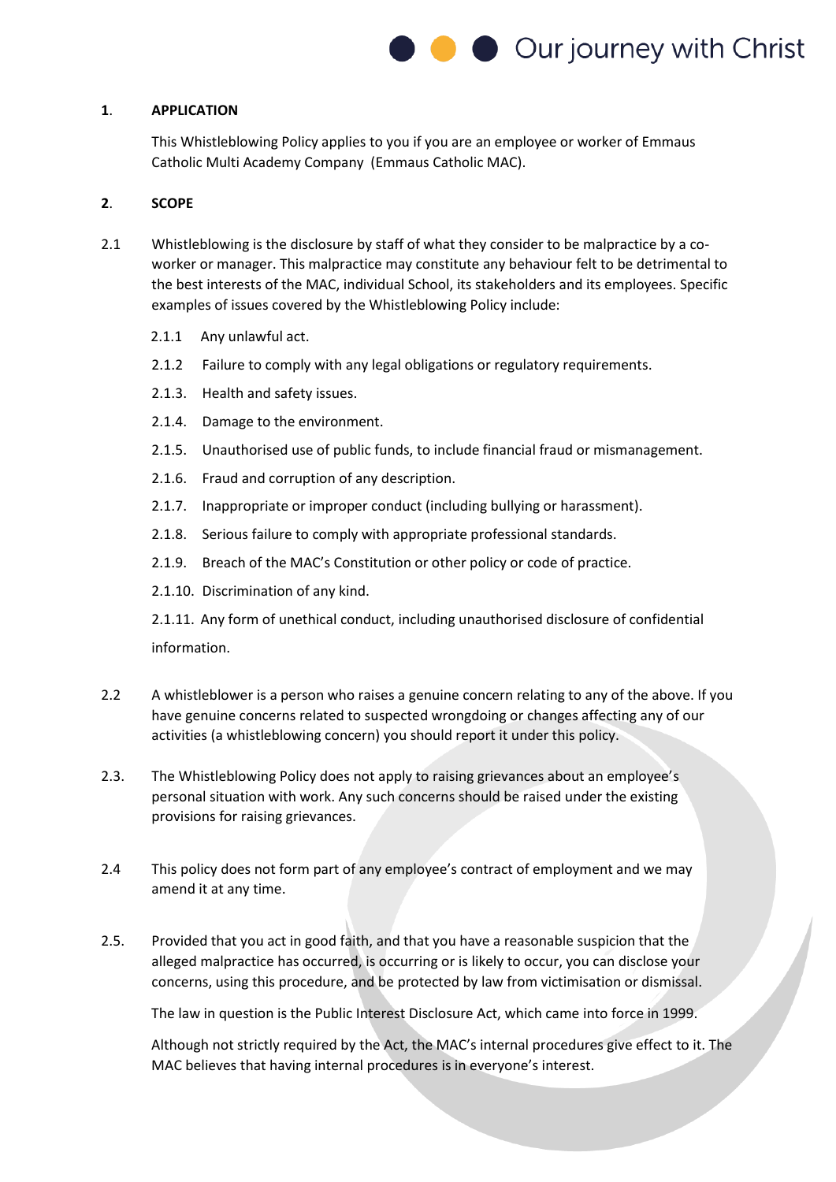## 1. APPLICATION

This Whistleblowing Policy applies to you if you are an employee or worker of Emmaus Catholic Multi Academy Company (Emmaus Catholic MAC).

## 2. SCOPE

2.1 Whistleblowing is the disclosure by staff of what they consider to be malpractice by a co-worker or manager. This malpractice may constitute any behaviour felt to be detrimental to the best interests of the MAC, individual School, its stakeholders and its employees. Specific examples of issues covered by the Whistleblowing Policy include:

2.1.1 Any unlawful act.

2.1.2 Failure to comply with any legal obligations or regulatory requirements.

2.1.3. Health and safety issues.

2.1.4. Damage to the environment.

2.1.5. Unauthorised use of public funds, to include financial fraud or mismanagement.

2.1.6. Fraud and corruption of any description.

2.1.7. Inappropriate or improper conduct (including bullying or harassment).

2.1.8. Serious failure to comply with appropriate professional standards.

2.1.9. Breach of the MAC's Constitution or other policy or code of practice.

2.1.10. Discrimination of any kind.

2.1.11. Any form of unethical conduct, including unauthorised disclosure of confidential information.

2.2 A whistleblower is a person who raises a genuine concern relating to any of the above. If you have genuine concerns related to suspected wrongdoing or changes affecting any of our activities (a whistleblowing concern) you should report it under this policy.

2.3. The Whistleblowing Policy does not apply to raising grievances about an employee's personal situation with work. Any such concerns should be raised under the existing provisions for raising grievances.

2.4 This policy does not form part of any employee's contract of employment and we may amend it at any time.

2.5. Provided that you act in good faith, and that you have a reasonable suspicion that the alleged malpractice has occurred, is occurring or is likely to occur, you can disclose your concerns, using this procedure, and be protected by law from victimisation or dismissal.

The law in question is the Public Interest Disclosure Act, which came into force in 1999.

Although not strictly required by the Act, the MAC's internal procedures give effect to it. The MAC believes that having internal procedures is in everyone's interest.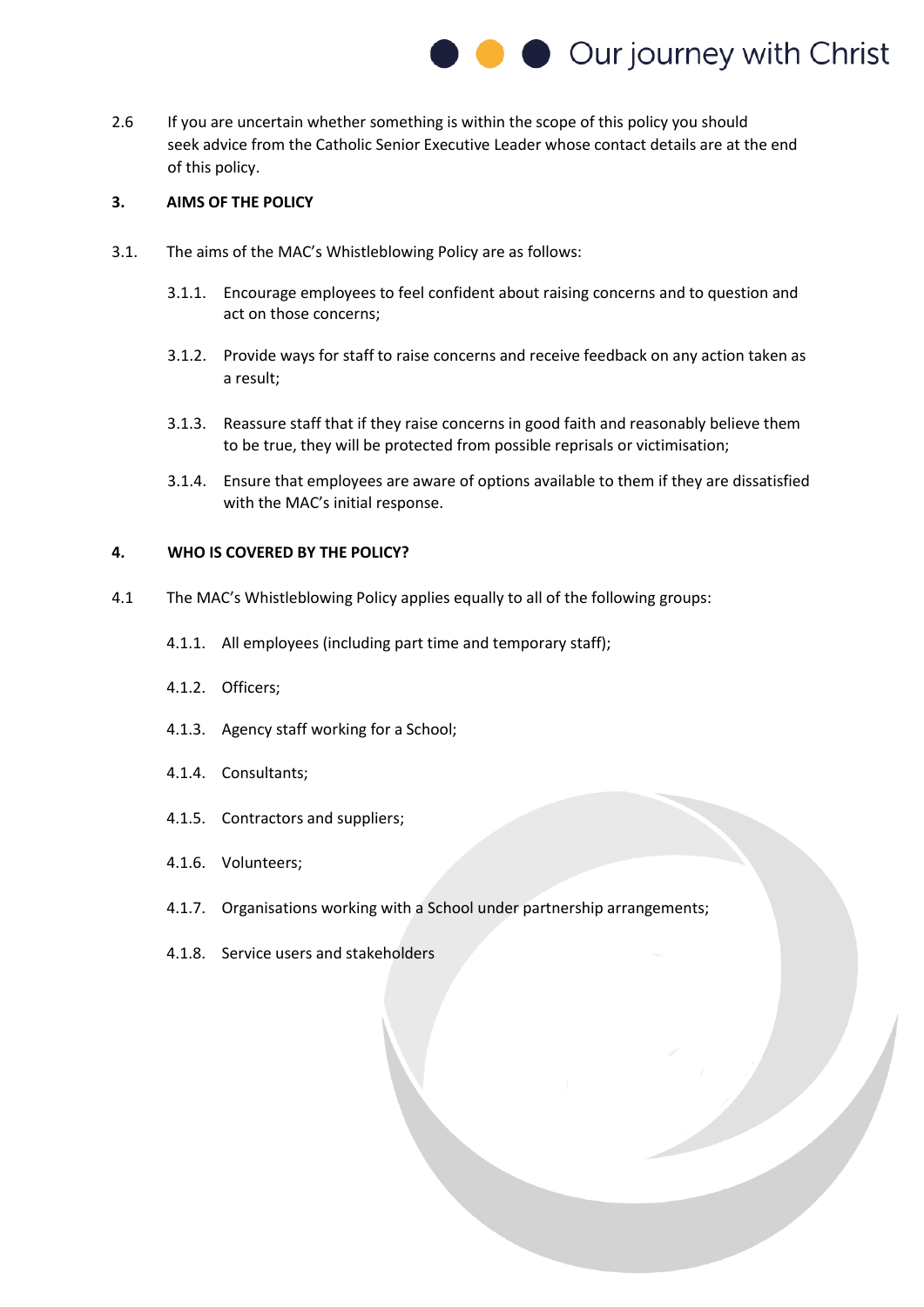2.6 If you are uncertain whether something is within the scope of this policy you should seek advice from the Catholic Senior Executive Leader whose contact details are at the end of this policy.

## 3. AIMS OF THE POLICY

3.1. The aims of the MAC's Whistleblowing Policy are as follows:

3.1.1. Encourage employees to feel confident about raising concerns and to question and act on those concerns;

3.1.2. Provide ways for staff to raise concerns and receive feedback on any action taken as a result;

3.1.3. Reassure staff that if they raise concerns in good faith and reasonably believe them to be true, they will be protected from possible reprisals or victimisation;

3.1.4. Ensure that employees are aware of options available to them if they are dissatisfied with the MAC's initial response.

## 4. WHO IS COVERED BY THE POLICY?

4.1 The MAC's Whistleblowing Policy applies equally to all of the following groups:

4.1.1. All employees (including part time and temporary staff);

4.1.2. Officers;

4.1.3. Agency staff working for a School;

4.1.4. Consultants;

4.1.5. Contractors and suppliers;

4.1.6. Volunteers;

4.1.7. Organisations working with a School under partnership arrangements;

4.1.8. Service users and stakeholders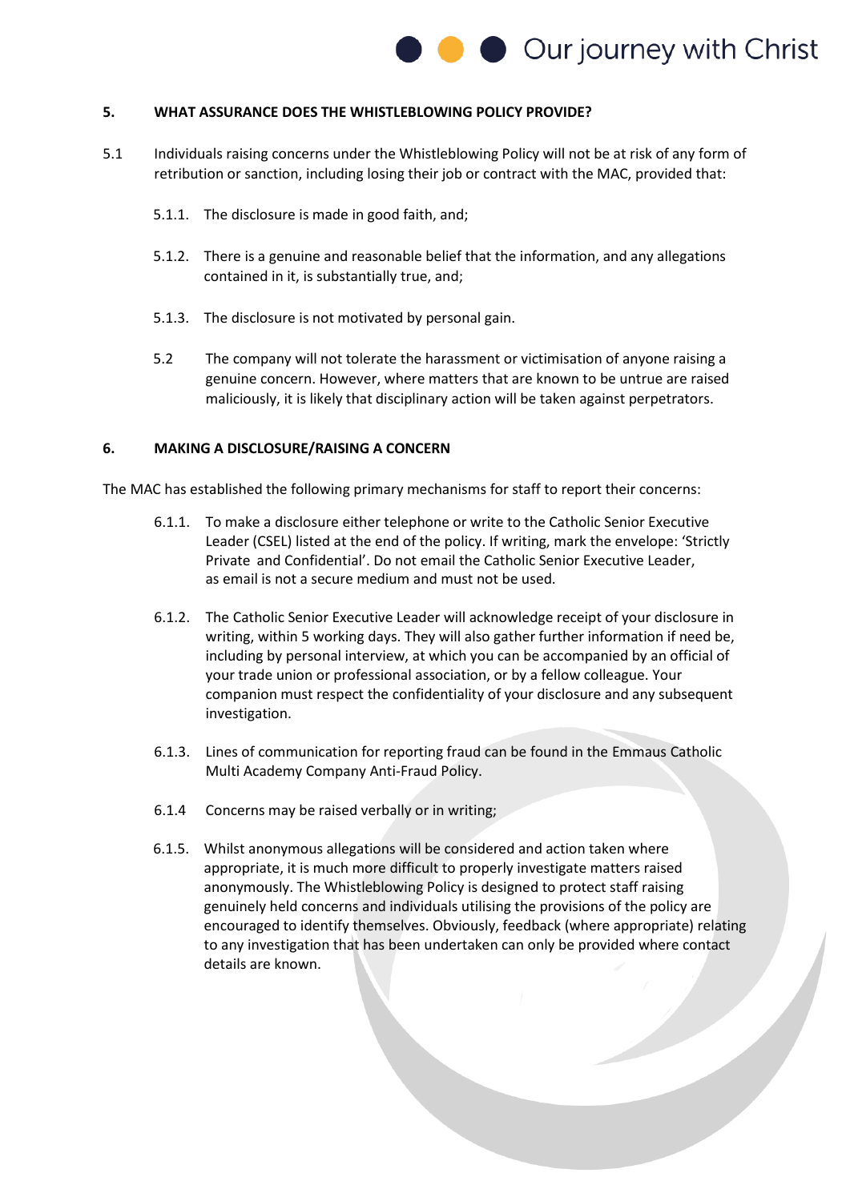## 5. WHAT ASSURANCE DOES THE WHISTLEBLOWING POLICY PROVIDE?

5.1 Individuals raising concerns under the Whistleblowing Policy will not be at risk of any form of retribution or sanction, including losing their job or contract with the MAC, provided that:

- 5.1.1. The disclosure is made in good faith, and;
- 5.1.2. There is a genuine and reasonable belief that the information, and any allegations contained in it, is substantially true, and;
- 5.1.3. The disclosure is not motivated by personal gain.

5.2 The company will not tolerate the harassment or victimisation of anyone raising a genuine concern. However, where matters that are known to be untrue are raised maliciously, it is likely that disciplinary action will be taken against perpetrators.

## 6. MAKING A DISCLOSURE/RAISING A CONCERN

The MAC has established the following primary mechanisms for staff to report their concerns:

- 6.1.1. To make a disclosure either telephone or write to the Catholic Senior Executive Leader (CSEL) listed at the end of the policy. If writing, mark the envelope: 'Strictly Private and Confidential'. Do not email the Catholic Senior Executive Leader, as email is not a secure medium and must not be used.
- 6.1.2. The Catholic Senior Executive Leader will acknowledge receipt of your disclosure in writing, within 5 working days. They will also gather further information if need be, including by personal interview, at which you can be accompanied by an official of your trade union or professional association, or by a fellow colleague. Your companion must respect the confidentiality of your disclosure and any subsequent investigation.
- 6.1.3. Lines of communication for reporting fraud can be found in the Emmaus Catholic Multi Academy Company Anti-Fraud Policy.
- 6.1.4 Concerns may be raised verbally or in writing;
- 6.1.5. Whilst anonymous allegations will be considered and action taken where appropriate, it is much more difficult to properly investigate matters raised anonymously. The Whistleblowing Policy is designed to protect staff raising genuinely held concerns and individuals utilising the provisions of the policy are encouraged to identify themselves. Obviously, feedback (where appropriate) relating to any investigation that has been undertaken can only be provided where contact details are known.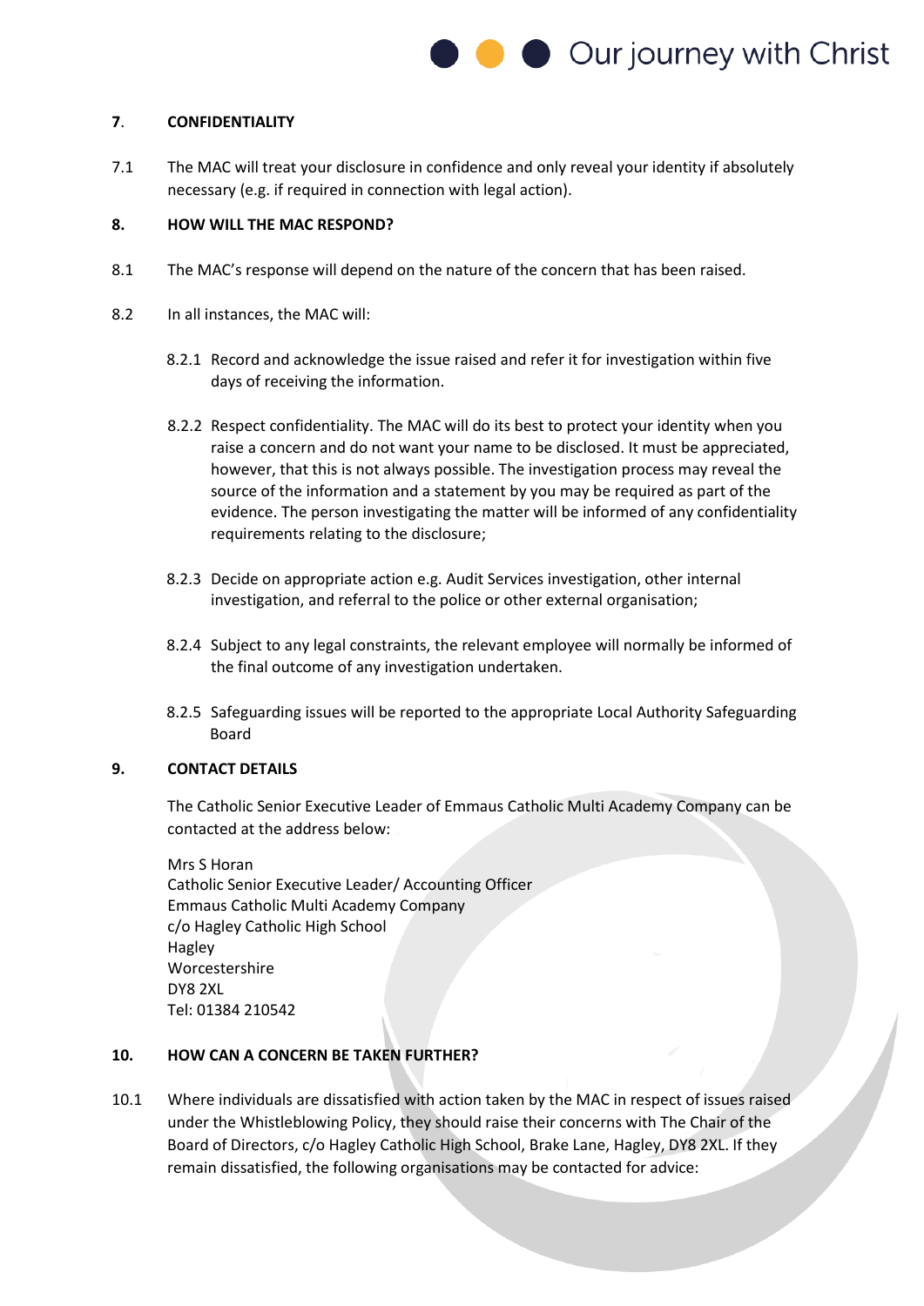## 7. CONFIDENTIALITY

7.1 The MAC will treat your disclosure in confidence and only reveal your identity if absolutely necessary (e.g. if required in connection with legal action).

## 8. HOW WILL THE MAC RESPOND?

8.1 The MAC's response will depend on the nature of the concern that has been raised.

8.2 In all instances, the MAC will:

8.2.1 Record and acknowledge the issue raised and refer it for investigation within five days of receiving the information.

8.2.2 Respect confidentiality. The MAC will do its best to protect your identity when you raise a concern and do not want your name to be disclosed. It must be appreciated, however, that this is not always possible. The investigation process may reveal the source of the information and a statement by you may be required as part of the evidence. The person investigating the matter will be informed of any confidentiality requirements relating to the disclosure;

8.2.3 Decide on appropriate action e.g. Audit Services investigation, other internal investigation, and referral to the police or other external organisation;

8.2.4 Subject to any legal constraints, the relevant employee will normally be informed of the final outcome of any investigation undertaken.

8.2.5 Safeguarding issues will be reported to the appropriate Local Authority Safeguarding Board

## 9. CONTACT DETAILS

The Catholic Senior Executive Leader of Emmaus Catholic Multi Academy Company can be contacted at the address below:

Mrs S Horan
Catholic Senior Executive Leader/ Accounting Officer
Emmaus Catholic Multi Academy Company
c/o Hagley Catholic High School
Hagley
Worcestershire
DY8 2XL
Tel: 01384 210542

## 10. HOW CAN A CONCERN BE TAKEN FURTHER?

10.1 Where individuals are dissatisfied with action taken by the MAC in respect of issues raised under the Whistleblowing Policy, they should raise their concerns with The Chair of the Board of Directors, c/o Hagley Catholic High School, Brake Lane, Hagley, DY8 2XL. If they remain dissatisfied, the following organisations may be contacted for advice: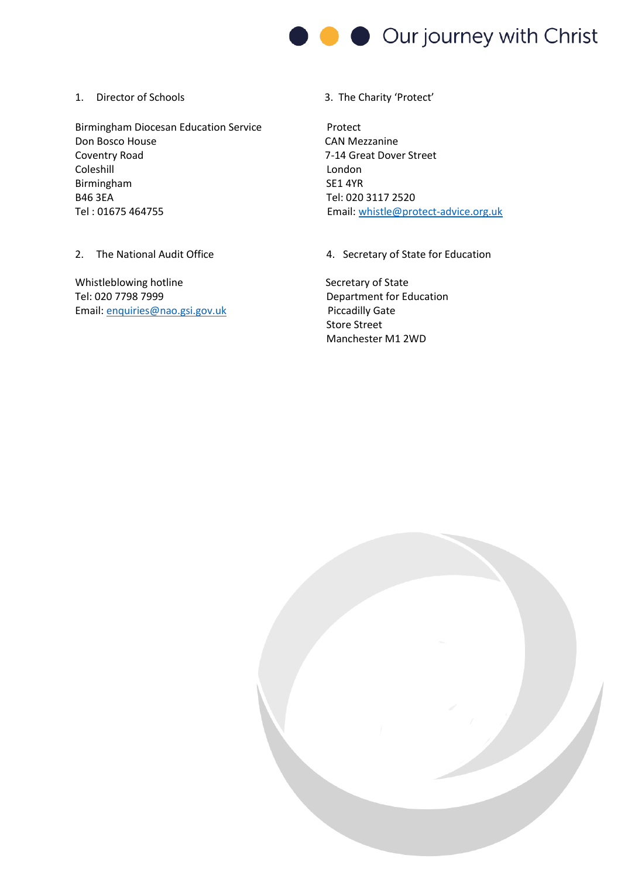1. Director of Schools

Birmingham Diocesan Education Service
Don Bosco House
Coventry Road
Coleshill
Birmingham
B46 3EA
Tel : 01675 464755

2. The National Audit Office

Whistleblowing hotline
Tel: 020 7798 7999
Email: enquiries@nao.gsi.gov.uk

3. The Charity 'Protect'

Protect
CAN Mezzanine
7-14 Great Dover Street
London
SE1 4YR
Tel: 020 3117 2520
Email: whistle@protect-advice.org.uk

4. Secretary of State for Education

Secretary of State
Department for Education
Piccadilly Gate
Store Street
Manchester M1 2WD